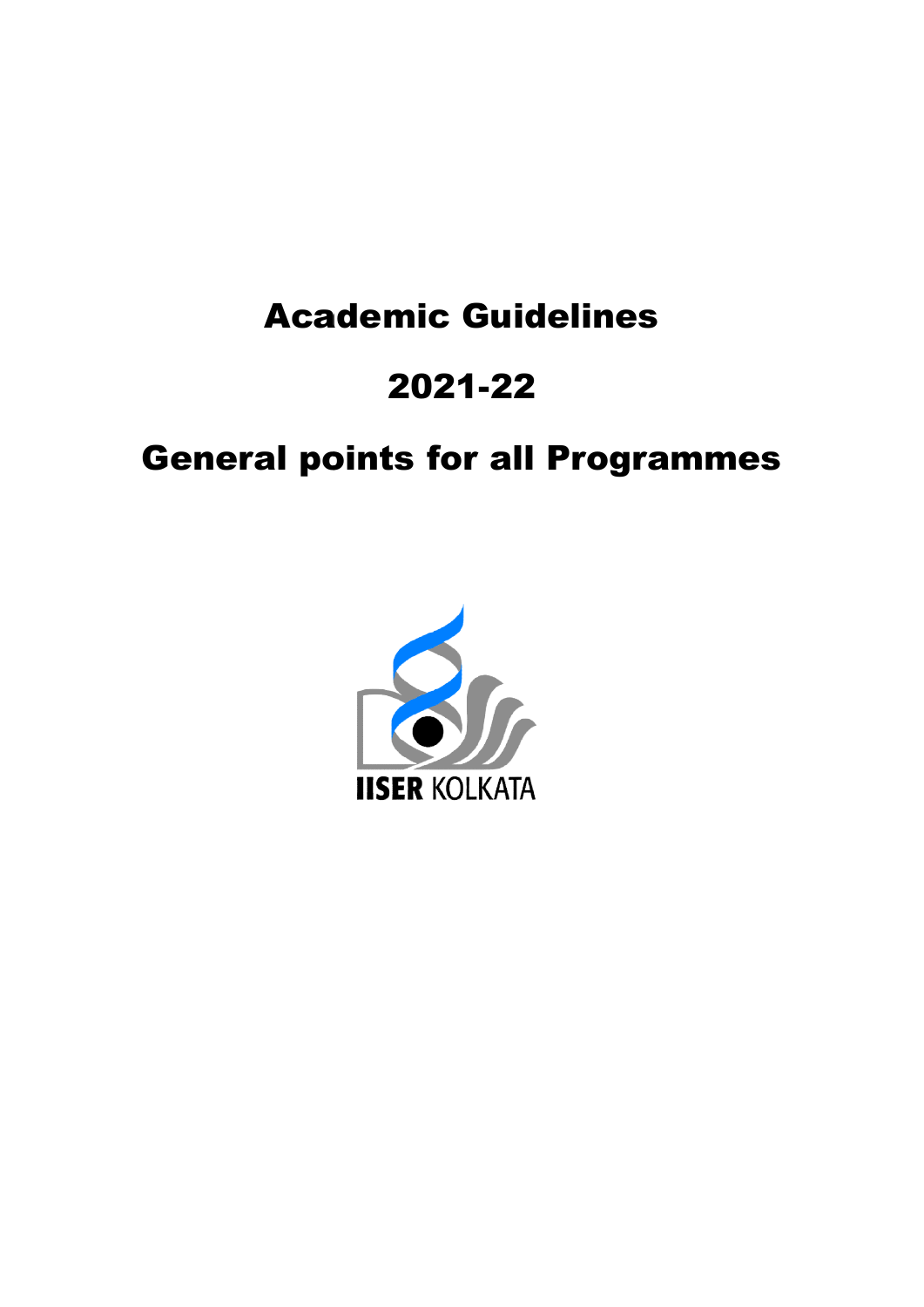# Academic Guidelines

# 2021-22

# General points for all Programmes

IISER KOLKATA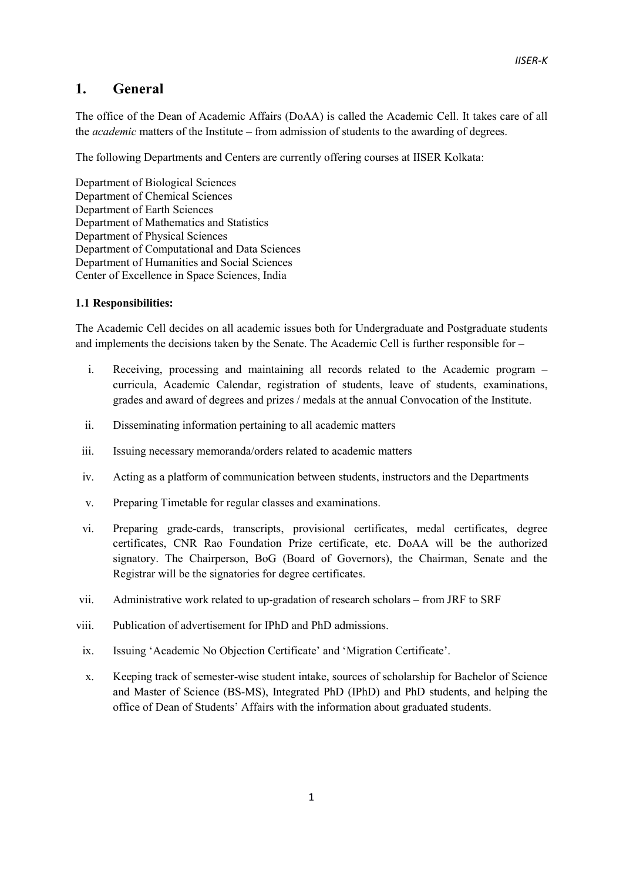# 1. General

The office of the Dean of Academic Affairs (DoAA) is called the Academic Cell. It takes care of all the *academic* matters of the Institute – from admission of students to the awarding of degrees.

The following Departments and Centers are currently offering courses at IISER Kolkata:

Department of Biological Sciences
Department of Chemical Sciences
Department of Earth Sciences
Department of Mathematics and Statistics
Department of Physical Sciences
Department of Computational and Data Sciences
Department of Humanities and Social Sciences
Center of Excellence in Space Sciences, India

### 1.1 Responsibilities:

The Academic Cell decides on all academic issues both for Undergraduate and Postgraduate students and implements the decisions taken by the Senate. The Academic Cell is further responsible for –

i. Receiving, processing and maintaining all records related to the Academic program – curricula, Academic Calendar, registration of students, leave of students, examinations, grades and award of degrees and prizes / medals at the annual Convocation of the Institute.

ii. Disseminating information pertaining to all academic matters

iii. Issuing necessary memoranda/orders related to academic matters

iv. Acting as a platform of communication between students, instructors and the Departments

v. Preparing Timetable for regular classes and examinations.

vi. Preparing grade-cards, transcripts, provisional certificates, medal certificates, degree certificates, CNR Rao Foundation Prize certificate, etc. DoAA will be the authorized signatory. The Chairperson, BoG (Board of Governors), the Chairman, Senate and the Registrar will be the signatories for degree certificates.

vii. Administrative work related to up-gradation of research scholars – from JRF to SRF

viii. Publication of advertisement for IPhD and PhD admissions.

ix. Issuing 'Academic No Objection Certificate' and 'Migration Certificate'.

x. Keeping track of semester-wise student intake, sources of scholarship for Bachelor of Science and Master of Science (BS-MS), Integrated PhD (IPhD) and PhD students, and helping the office of Dean of Students' Affairs with the information about graduated students.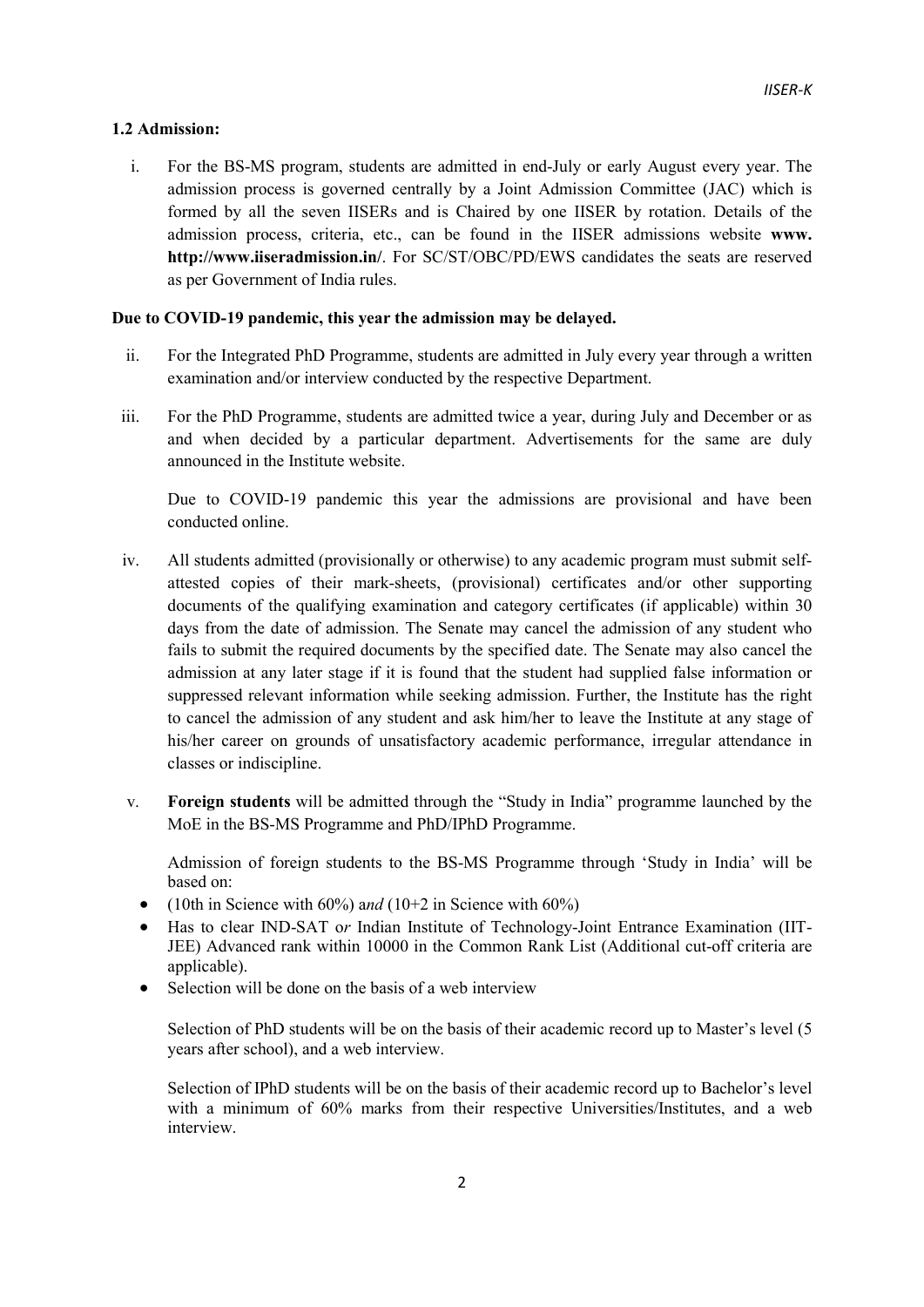### 1.2 Admission:

i. For the BS-MS program, students are admitted in end-July or early August every year. The admission process is governed centrally by a Joint Admission Committee (JAC) which is formed by all the seven IISERs and is Chaired by one IISER by rotation. Details of the admission process, criteria, etc., can be found in the IISER admissions website **www. http://www.iiseradmission.in/**. For SC/ST/OBC/PD/EWS candidates the seats are reserved as per Government of India rules.

**Due to COVID-19 pandemic, this year the admission may be delayed.**

ii. For the Integrated PhD Programme, students are admitted in July every year through a written examination and/or interview conducted by the respective Department.

iii. For the PhD Programme, students are admitted twice a year, during July and December or as and when decided by a particular department. Advertisements for the same are duly announced in the Institute website.

   Due to COVID-19 pandemic this year the admissions are provisional and have been conducted online.

iv. All students admitted (provisionally or otherwise) to any academic program must submit self-attested copies of their mark-sheets, (provisional) certificates and/or other supporting documents of the qualifying examination and category certificates (if applicable) within 30 days from the date of admission. The Senate may cancel the admission of any student who fails to submit the required documents by the specified date. The Senate may also cancel the admission at any later stage if it is found that the student had supplied false information or suppressed relevant information while seeking admission. Further, the Institute has the right to cancel the admission of any student and ask him/her to leave the Institute at any stage of his/her career on grounds of unsatisfactory academic performance, irregular attendance in classes or indiscipline.

v. **Foreign students** will be admitted through the "Study in India" programme launched by the MoE in the BS-MS Programme and PhD/IPhD Programme.

   Admission of foreign students to the BS-MS Programme through 'Study in India' will be based on:

   - (10th in Science with 60%) a*nd* (10+2 in Science with 60%)
   - Has to clear IND-SAT o*r* Indian Institute of Technology-Joint Entrance Examination (IIT-JEE) Advanced rank within 10000 in the Common Rank List (Additional cut-off criteria are applicable).
   - Selection will be done on the basis of a web interview

   Selection of PhD students will be on the basis of their academic record up to Master's level (5 years after school), and a web interview.

   Selection of IPhD students will be on the basis of their academic record up to Bachelor's level with a minimum of 60% marks from their respective Universities/Institutes, and a web interview.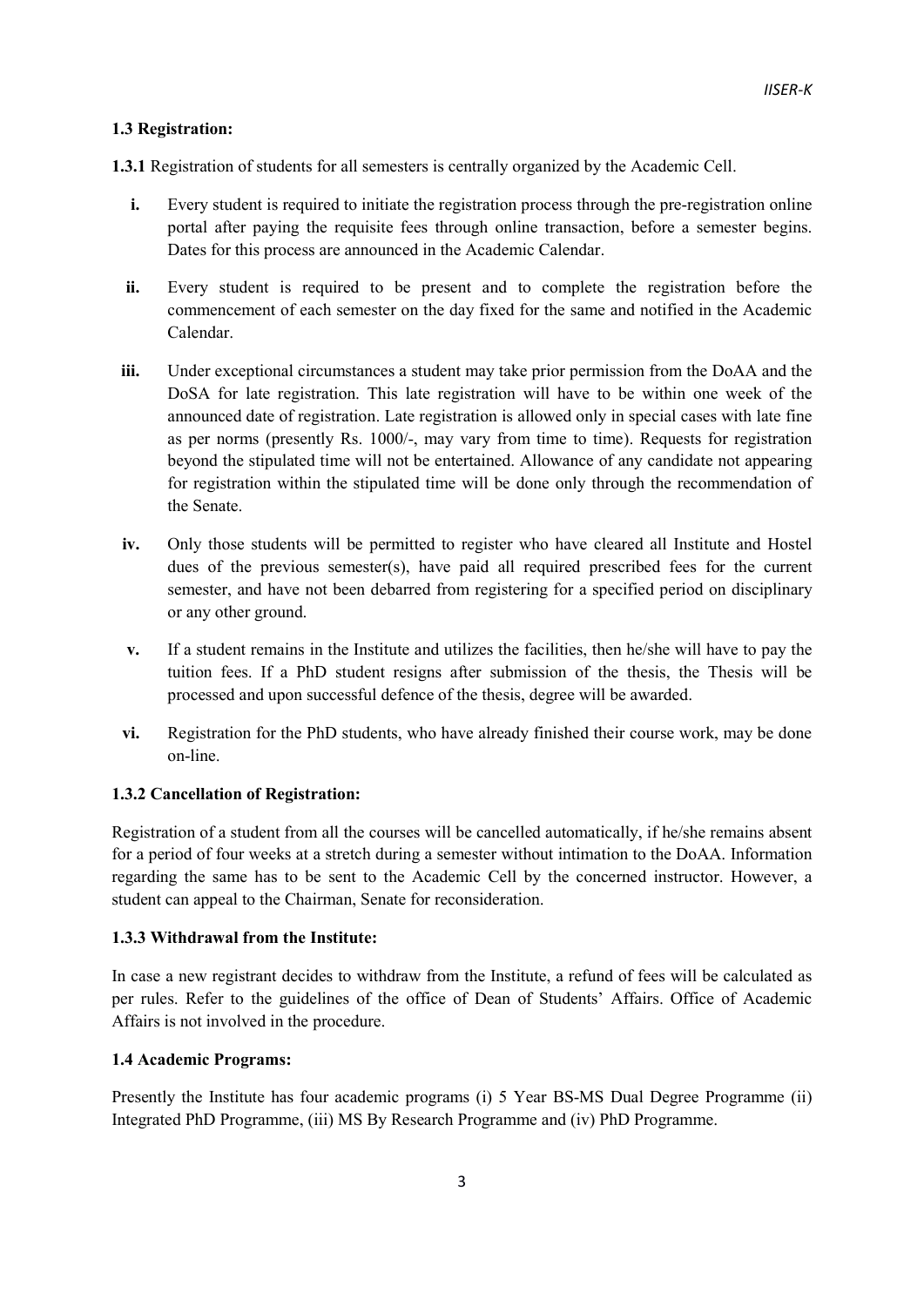### 1.3 Registration:

**1.3.1** Registration of students for all semesters is centrally organized by the Academic Cell.

- **i.** Every student is required to initiate the registration process through the pre-registration online portal after paying the requisite fees through online transaction, before a semester begins. Dates for this process are announced in the Academic Calendar.
- **ii.** Every student is required to be present and to complete the registration before the commencement of each semester on the day fixed for the same and notified in the Academic Calendar.
- **iii.** Under exceptional circumstances a student may take prior permission from the DoAA and the DoSA for late registration. This late registration will have to be within one week of the announced date of registration. Late registration is allowed only in special cases with late fine as per norms (presently Rs. 1000/-, may vary from time to time). Requests for registration beyond the stipulated time will not be entertained. Allowance of any candidate not appearing for registration within the stipulated time will be done only through the recommendation of the Senate.
- **iv.** Only those students will be permitted to register who have cleared all Institute and Hostel dues of the previous semester(s), have paid all required prescribed fees for the current semester, and have not been debarred from registering for a specified period on disciplinary or any other ground.
- **v.** If a student remains in the Institute and utilizes the facilities, then he/she will have to pay the tuition fees. If a PhD student resigns after submission of the thesis, the Thesis will be processed and upon successful defence of the thesis, degree will be awarded.
- **vi.** Registration for the PhD students, who have already finished their course work, may be done on-line.

#### 1.3.2 Cancellation of Registration:

Registration of a student from all the courses will be cancelled automatically, if he/she remains absent for a period of four weeks at a stretch during a semester without intimation to the DoAA. Information regarding the same has to be sent to the Academic Cell by the concerned instructor. However, a student can appeal to the Chairman, Senate for reconsideration.

#### 1.3.3 Withdrawal from the Institute:

In case a new registrant decides to withdraw from the Institute, a refund of fees will be calculated as per rules. Refer to the guidelines of the office of Dean of Students' Affairs. Office of Academic Affairs is not involved in the procedure.

### 1.4 Academic Programs:

Presently the Institute has four academic programs (i) 5 Year BS-MS Dual Degree Programme (ii) Integrated PhD Programme, (iii) MS By Research Programme and (iv) PhD Programme.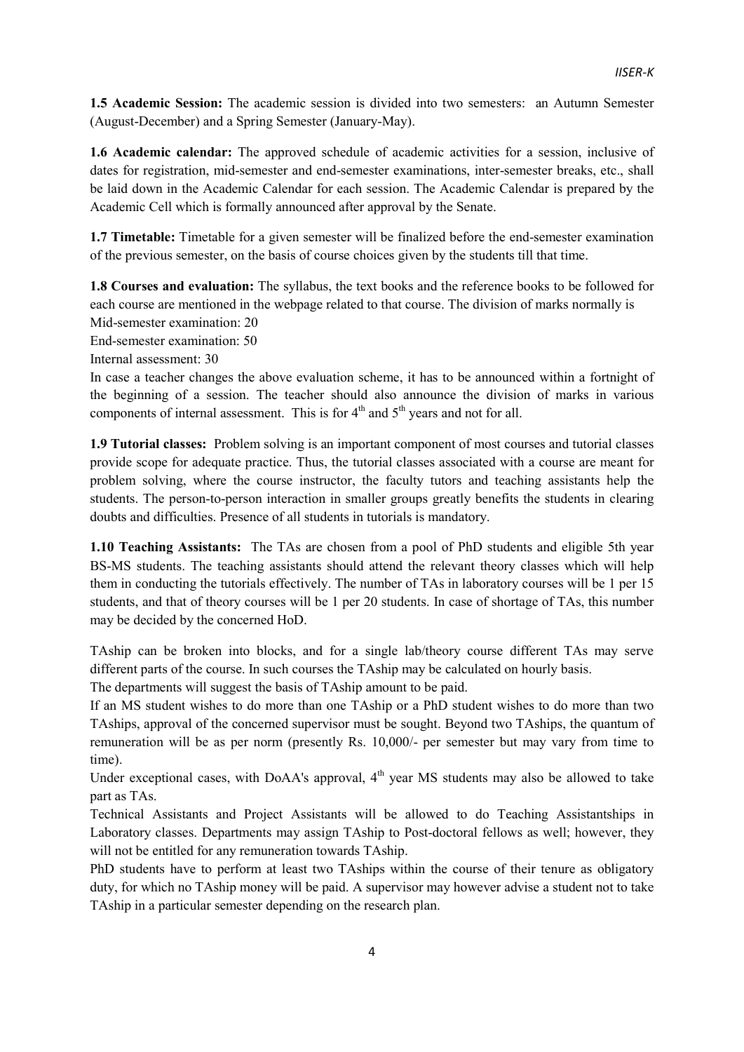**1.5 Academic Session:** The academic session is divided into two semesters: an Autumn Semester (August-December) and a Spring Semester (January-May).

**1.6 Academic calendar:** The approved schedule of academic activities for a session, inclusive of dates for registration, mid-semester and end-semester examinations, inter-semester breaks, etc., shall be laid down in the Academic Calendar for each session. The Academic Calendar is prepared by the Academic Cell which is formally announced after approval by the Senate.

**1.7 Timetable:** Timetable for a given semester will be finalized before the end-semester examination of the previous semester, on the basis of course choices given by the students till that time.

**1.8 Courses and evaluation:** The syllabus, the text books and the reference books to be followed for each course are mentioned in the webpage related to that course. The division of marks normally is

Mid-semester examination: 20

End-semester examination: 50

Internal assessment: 30

In case a teacher changes the above evaluation scheme, it has to be announced within a fortnight of the beginning of a session. The teacher should also announce the division of marks in various components of internal assessment. This is for 4th and 5th years and not for all.

**1.9 Tutorial classes:** Problem solving is an important component of most courses and tutorial classes provide scope for adequate practice. Thus, the tutorial classes associated with a course are meant for problem solving, where the course instructor, the faculty tutors and teaching assistants help the students. The person-to-person interaction in smaller groups greatly benefits the students in clearing doubts and difficulties. Presence of all students in tutorials is mandatory.

**1.10 Teaching Assistants:** The TAs are chosen from a pool of PhD students and eligible 5th year BS-MS students. The teaching assistants should attend the relevant theory classes which will help them in conducting the tutorials effectively. The number of TAs in laboratory courses will be 1 per 15 students, and that of theory courses will be 1 per 20 students. In case of shortage of TAs, this number may be decided by the concerned HoD.

TAship can be broken into blocks, and for a single lab/theory course different TAs may serve different parts of the course. In such courses the TAship may be calculated on hourly basis.

The departments will suggest the basis of TAship amount to be paid.

If an MS student wishes to do more than one TAship or a PhD student wishes to do more than two TAships, approval of the concerned supervisor must be sought. Beyond two TAships, the quantum of remuneration will be as per norm (presently Rs. 10,000/- per semester but may vary from time to time).

Under exceptional cases, with DoAA's approval, 4th year MS students may also be allowed to take part as TAs.

Technical Assistants and Project Assistants will be allowed to do Teaching Assistantships in Laboratory classes. Departments may assign TAship to Post-doctoral fellows as well; however, they will not be entitled for any remuneration towards TAship.

PhD students have to perform at least two TAships within the course of their tenure as obligatory duty, for which no TAship money will be paid. A supervisor may however advise a student not to take TAship in a particular semester depending on the research plan.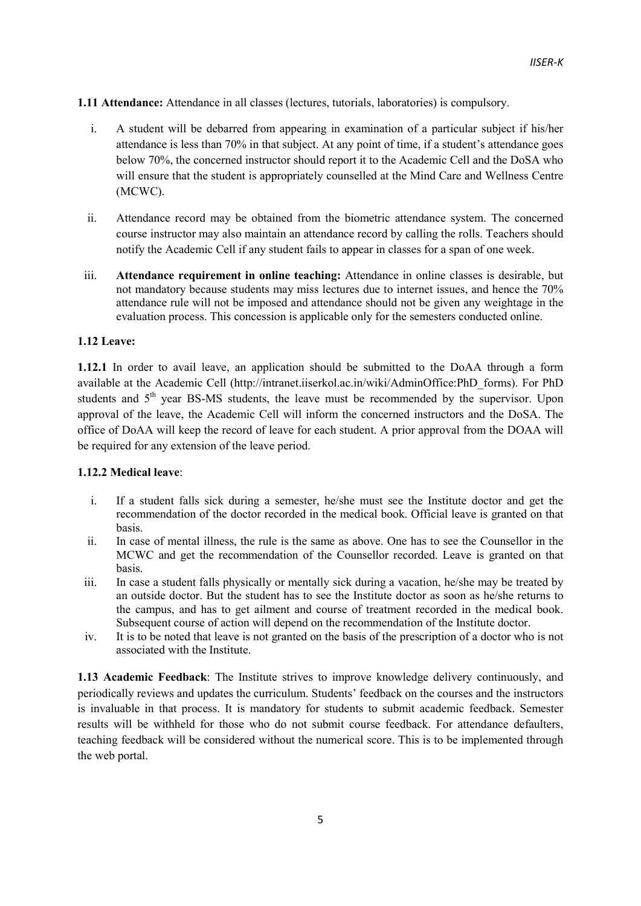**1.11 Attendance:** Attendance in all classes (lectures, tutorials, laboratories) is compulsory.

i. A student will be debarred from appearing in examination of a particular subject if his/her attendance is less than 70% in that subject. At any point of time, if a student's attendance goes below 70%, the concerned instructor should report it to the Academic Cell and the DoSA who will ensure that the student is appropriately counselled at the Mind Care and Wellness Centre (MCWC).

ii. Attendance record may be obtained from the biometric attendance system. The concerned course instructor may also maintain an attendance record by calling the rolls. Teachers should notify the Academic Cell if any student fails to appear in classes for a span of one week.

iii. **Attendance requirement in online teaching:** Attendance in online classes is desirable, but not mandatory because students may miss lectures due to internet issues, and hence the 70% attendance rule will not be imposed and attendance should not be given any weightage in the evaluation process. This concession is applicable only for the semesters conducted online.

**1.12 Leave:**

**1.12.1** In order to avail leave, an application should be submitted to the DoAA through a form available at the Academic Cell (http://intranet.iiserkol.ac.in/wiki/AdminOffice:PhD_forms). For PhD students and 5th year BS-MS students, the leave must be recommended by the supervisor. Upon approval of the leave, the Academic Cell will inform the concerned instructors and the DoSA. The office of DoAA will keep the record of leave for each student. A prior approval from the DOAA will be required for any extension of the leave period.

**1.12.2 Medical leave**:

i. If a student falls sick during a semester, he/she must see the Institute doctor and get the recommendation of the doctor recorded in the medical book. Official leave is granted on that basis.

ii. In case of mental illness, the rule is the same as above. One has to see the Counsellor in the MCWC and get the recommendation of the Counsellor recorded. Leave is granted on that basis.

iii. In case a student falls physically or mentally sick during a vacation, he/she may be treated by an outside doctor. But the student has to see the Institute doctor as soon as he/she returns to the campus, and has to get ailment and course of treatment recorded in the medical book. Subsequent course of action will depend on the recommendation of the Institute doctor.

iv. It is to be noted that leave is not granted on the basis of the prescription of a doctor who is not associated with the Institute.

**1.13 Academic Feedback**: The Institute strives to improve knowledge delivery continuously, and periodically reviews and updates the curriculum. Students' feedback on the courses and the instructors is invaluable in that process. It is mandatory for students to submit academic feedback. Semester results will be withheld for those who do not submit course feedback. For attendance defaulters, teaching feedback will be considered without the numerical score. This is to be implemented through the web portal.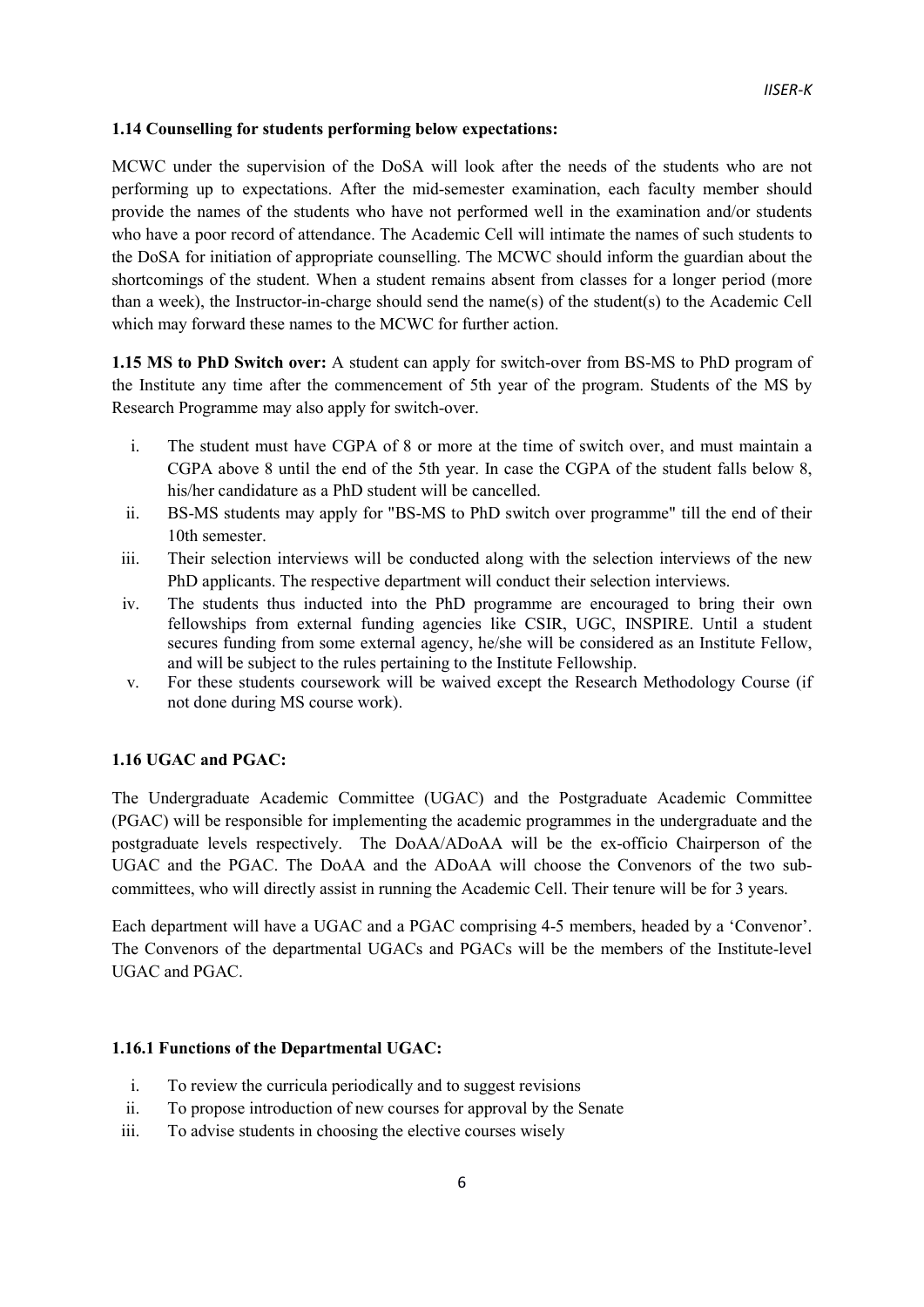**1.14 Counselling for students performing below expectations:**

MCWC under the supervision of the DoSA will look after the needs of the students who are not performing up to expectations. After the mid-semester examination, each faculty member should provide the names of the students who have not performed well in the examination and/or students who have a poor record of attendance. The Academic Cell will intimate the names of such students to the DoSA for initiation of appropriate counselling. The MCWC should inform the guardian about the shortcomings of the student. When a student remains absent from classes for a longer period (more than a week), the Instructor-in-charge should send the name(s) of the student(s) to the Academic Cell which may forward these names to the MCWC for further action.

**1.15 MS to PhD Switch over:** A student can apply for switch-over from BS-MS to PhD program of the Institute any time after the commencement of 5th year of the program. Students of the MS by Research Programme may also apply for switch-over.

i. The student must have CGPA of 8 or more at the time of switch over, and must maintain a CGPA above 8 until the end of the 5th year. In case the CGPA of the student falls below 8, his/her candidature as a PhD student will be cancelled.
ii. BS-MS students may apply for "BS-MS to PhD switch over programme" till the end of their 10th semester.
iii. Their selection interviews will be conducted along with the selection interviews of the new PhD applicants. The respective department will conduct their selection interviews.
iv. The students thus inducted into the PhD programme are encouraged to bring their own fellowships from external funding agencies like CSIR, UGC, INSPIRE. Until a student secures funding from some external agency, he/she will be considered as an Institute Fellow, and will be subject to the rules pertaining to the Institute Fellowship.
v. For these students coursework will be waived except the Research Methodology Course (if not done during MS course work).

**1.16 UGAC and PGAC:**

The Undergraduate Academic Committee (UGAC) and the Postgraduate Academic Committee (PGAC) will be responsible for implementing the academic programmes in the undergraduate and the postgraduate levels respectively. The DoAA/ADoAA will be the ex-officio Chairperson of the UGAC and the PGAC. The DoAA and the ADoAA will choose the Convenors of the two sub-committees, who will directly assist in running the Academic Cell. Their tenure will be for 3 years.

Each department will have a UGAC and a PGAC comprising 4-5 members, headed by a 'Convenor'. The Convenors of the departmental UGACs and PGACs will be the members of the Institute-level UGAC and PGAC.

**1.16.1 Functions of the Departmental UGAC:**

i. To review the curricula periodically and to suggest revisions
ii. To propose introduction of new courses for approval by the Senate
iii. To advise students in choosing the elective courses wisely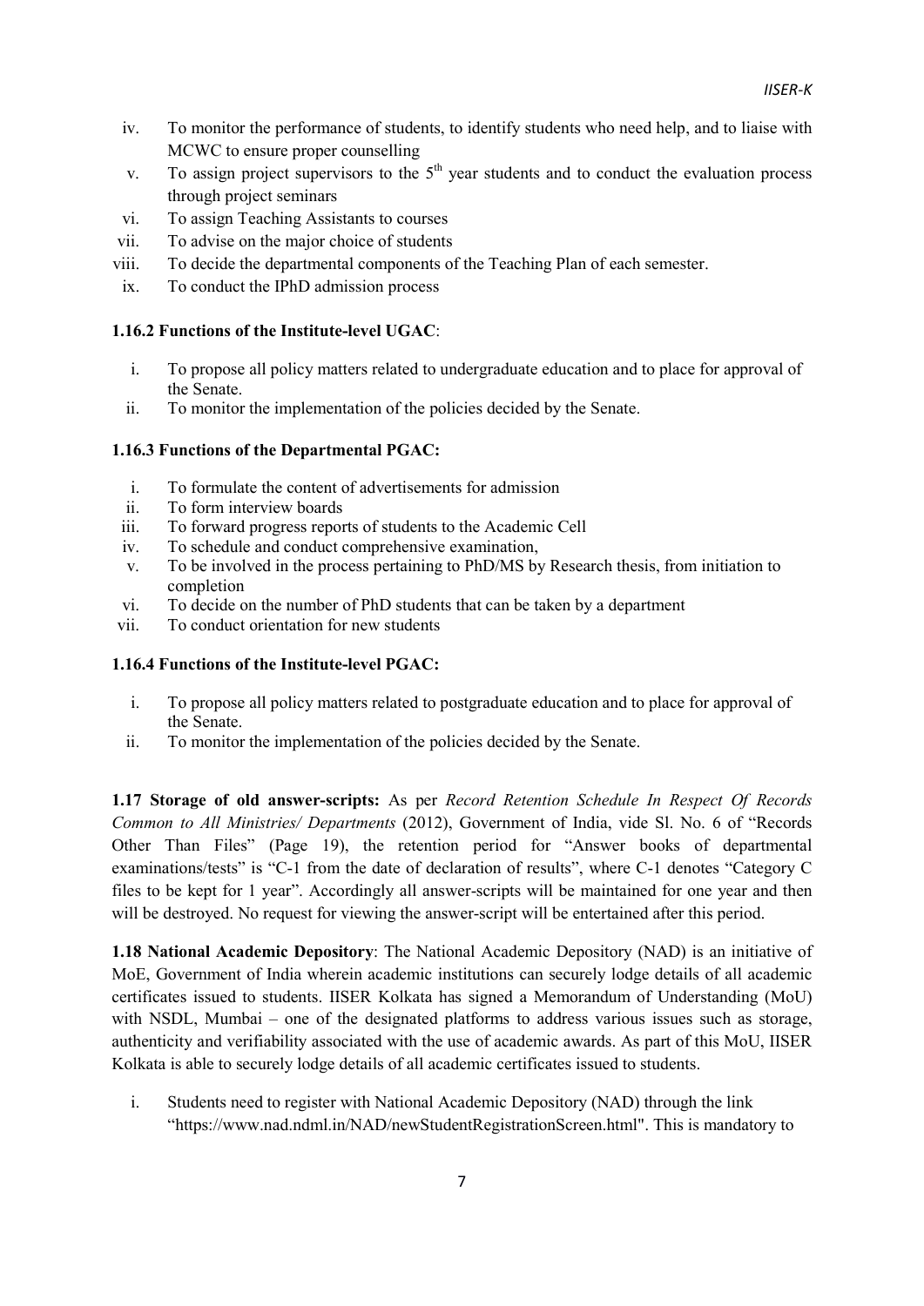iv. To monitor the performance of students, to identify students who need help, and to liaise with MCWC to ensure proper counselling
v. To assign project supervisors to the 5th year students and to conduct the evaluation process through project seminars
vi. To assign Teaching Assistants to courses
vii. To advise on the major choice of students
viii. To decide the departmental components of the Teaching Plan of each semester.
ix. To conduct the IPhD admission process

**1.16.2 Functions of the Institute-level UGAC**:

i. To propose all policy matters related to undergraduate education and to place for approval of the Senate.
ii. To monitor the implementation of the policies decided by the Senate.

**1.16.3 Functions of the Departmental PGAC:**

i. To formulate the content of advertisements for admission
ii. To form interview boards
iii. To forward progress reports of students to the Academic Cell
iv. To schedule and conduct comprehensive examination,
v. To be involved in the process pertaining to PhD/MS by Research thesis, from initiation to completion
vi. To decide on the number of PhD students that can be taken by a department
vii. To conduct orientation for new students

**1.16.4 Functions of the Institute-level PGAC:**

i. To propose all policy matters related to postgraduate education and to place for approval of the Senate.
ii. To monitor the implementation of the policies decided by the Senate.

**1.17 Storage of old answer-scripts:** As per *Record Retention Schedule In Respect Of Records Common to All Ministries/ Departments* (2012), Government of India, vide Sl. No. 6 of "Records Other Than Files" (Page 19), the retention period for "Answer books of departmental examinations/tests" is "C-1 from the date of declaration of results", where C-1 denotes "Category C files to be kept for 1 year". Accordingly all answer-scripts will be maintained for one year and then will be destroyed. No request for viewing the answer-script will be entertained after this period.

**1.18 National Academic Depository**: The National Academic Depository (NAD) is an initiative of MoE, Government of India wherein academic institutions can securely lodge details of all academic certificates issued to students. IISER Kolkata has signed a Memorandum of Understanding (MoU) with NSDL, Mumbai – one of the designated platforms to address various issues such as storage, authenticity and verifiability associated with the use of academic awards. As part of this MoU, IISER Kolkata is able to securely lodge details of all academic certificates issued to students.

i. Students need to register with National Academic Depository (NAD) through the link "https://www.nad.ndml.in/NAD/newStudentRegistrationScreen.html". This is mandatory to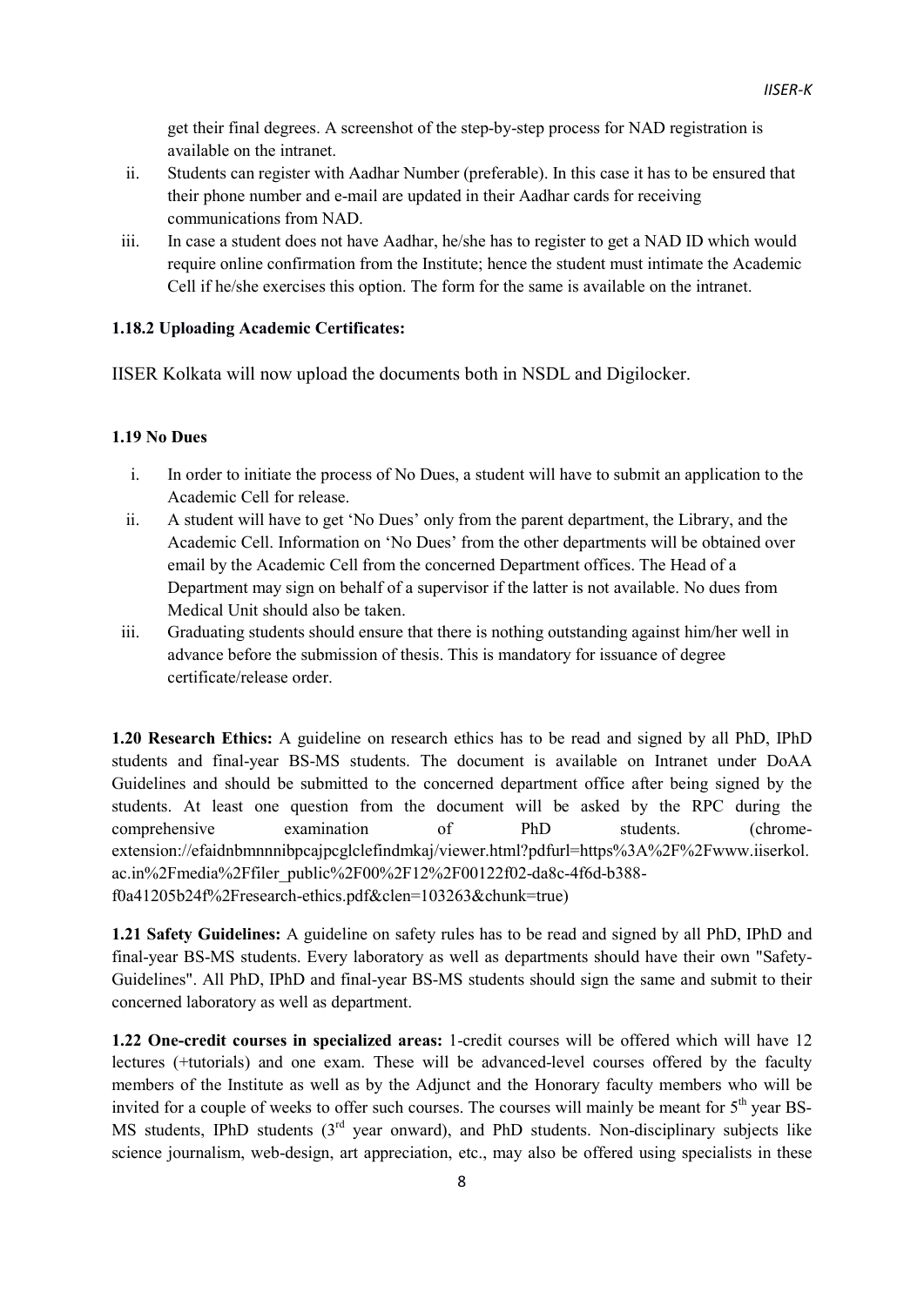get their final degrees. A screenshot of the step-by-step process for NAD registration is available on the intranet.

ii. Students can register with Aadhar Number (preferable). In this case it has to be ensured that their phone number and e-mail are updated in their Aadhar cards for receiving communications from NAD.

iii. In case a student does not have Aadhar, he/she has to register to get a NAD ID which would require online confirmation from the Institute; hence the student must intimate the Academic Cell if he/she exercises this option. The form for the same is available on the intranet.

**1.18.2 Uploading Academic Certificates:**

IISER Kolkata will now upload the documents both in NSDL and Digilocker.

**1.19 No Dues**

i. In order to initiate the process of No Dues, a student will have to submit an application to the Academic Cell for release.

ii. A student will have to get 'No Dues' only from the parent department, the Library, and the Academic Cell. Information on 'No Dues' from the other departments will be obtained over email by the Academic Cell from the concerned Department offices. The Head of a Department may sign on behalf of a supervisor if the latter is not available. No dues from Medical Unit should also be taken.

iii. Graduating students should ensure that there is nothing outstanding against him/her well in advance before the submission of thesis. This is mandatory for issuance of degree certificate/release order.

**1.20 Research Ethics:** A guideline on research ethics has to be read and signed by all PhD, IPhD students and final-year BS-MS students. The document is available on Intranet under DoAA Guidelines and should be submitted to the concerned department office after being signed by the students. At least one question from the document will be asked by the RPC during the comprehensive examination of PhD students. (chrome-extension://efaidnbmnnnibpcajpcglclefindmkaj/viewer.html?pdfurl=https%3A%2F%2Fwww.iiserkol.ac.in%2Fmedia%2Ffiler_public%2F00%2F12%2F00122f02-da8c-4f6d-b388-f0a41205b24f%2Fresearch-ethics.pdf&clen=103263&chunk=true)

**1.21 Safety Guidelines:** A guideline on safety rules has to be read and signed by all PhD, IPhD and final-year BS-MS students. Every laboratory as well as departments should have their own "Safety-Guidelines". All PhD, IPhD and final-year BS-MS students should sign the same and submit to their concerned laboratory as well as department.

**1.22 One-credit courses in specialized areas:** 1-credit courses will be offered which will have 12 lectures (+tutorials) and one exam. These will be advanced-level courses offered by the faculty members of the Institute as well as by the Adjunct and the Honorary faculty members who will be invited for a couple of weeks to offer such courses. The courses will mainly be meant for 5th year BS-MS students, IPhD students (3rd year onward), and PhD students. Non-disciplinary subjects like science journalism, web-design, art appreciation, etc., may also be offered using specialists in these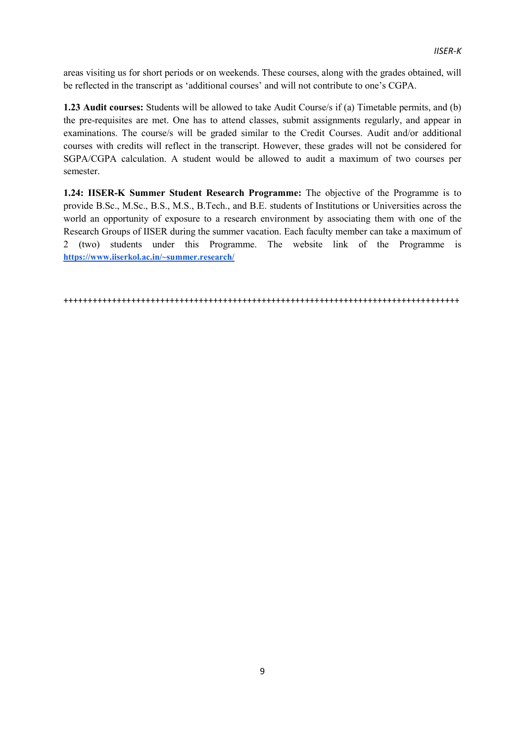areas visiting us for short periods or on weekends. These courses, along with the grades obtained, will be reflected in the transcript as 'additional courses' and will not contribute to one's CGPA.

**1.23 Audit courses:** Students will be allowed to take Audit Course/s if (a) Timetable permits, and (b) the pre-requisites are met. One has to attend classes, submit assignments regularly, and appear in examinations. The course/s will be graded similar to the Credit Courses. Audit and/or additional courses with credits will reflect in the transcript. However, these grades will not be considered for SGPA/CGPA calculation. A student would be allowed to audit a maximum of two courses per semester.

**1.24: IISER-K Summer Student Research Programme:** The objective of the Programme is to provide B.Sc., M.Sc., B.S., M.S., B.Tech., and B.E. students of Institutions or Universities across the world an opportunity of exposure to a research environment by associating them with one of the Research Groups of IISER during the summer vacation. Each faculty member can take a maximum of 2 (two) students under this Programme. The website link of the Programme is [https://www.iiserkol.ac.in/~summer.research/](https://www.iiserkol.ac.in/~summer.research/)

+++++++++++++++++++++++++++++++++++++++++++++++++++++++++++++++++++++++++++++++++++++++